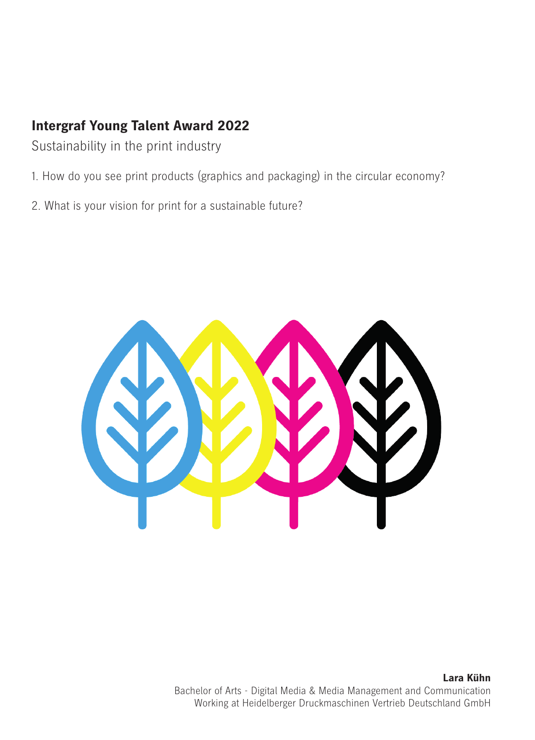# Intergraf Young Talent Award 2022

Sustainability in the print industry

1. How do you see print products (graphics and packaging) in the circular economy?

2. What is your vision for print for a sustainable future?

**Lara Kühn**
Bachelor of Arts - Digital Media & Media Management and Communication
Working at Heidelberger Druckmaschinen Vertrieb Deutschland GmbH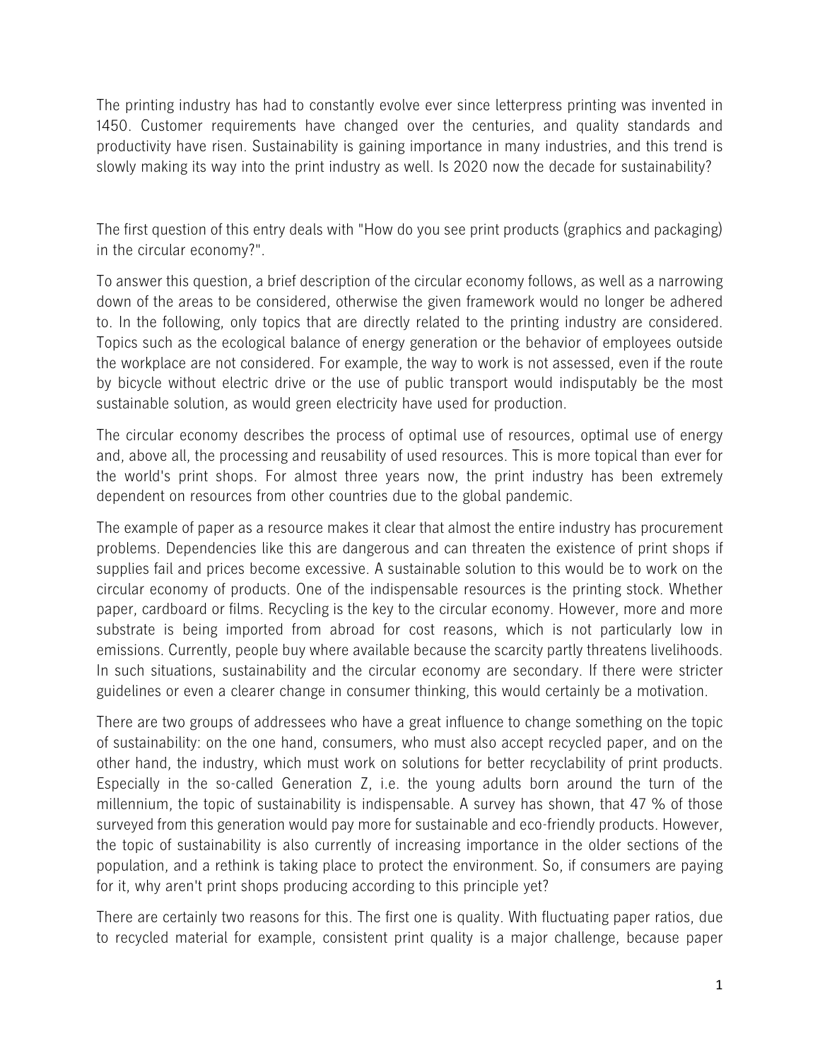The printing industry has had to constantly evolve ever since letterpress printing was invented in 1450. Customer requirements have changed over the centuries, and quality standards and productivity have risen. Sustainability is gaining importance in many industries, and this trend is slowly making its way into the print industry as well. Is 2020 now the decade for sustainability?

The first question of this entry deals with "How do you see print products (graphics and packaging) in the circular economy?".

To answer this question, a brief description of the circular economy follows, as well as a narrowing down of the areas to be considered, otherwise the given framework would no longer be adhered to. In the following, only topics that are directly related to the printing industry are considered. Topics such as the ecological balance of energy generation or the behavior of employees outside the workplace are not considered. For example, the way to work is not assessed, even if the route by bicycle without electric drive or the use of public transport would indisputably be the most sustainable solution, as would green electricity have used for production.

The circular economy describes the process of optimal use of resources, optimal use of energy and, above all, the processing and reusability of used resources. This is more topical than ever for the world's print shops. For almost three years now, the print industry has been extremely dependent on resources from other countries due to the global pandemic.

The example of paper as a resource makes it clear that almost the entire industry has procurement problems. Dependencies like this are dangerous and can threaten the existence of print shops if supplies fail and prices become excessive. A sustainable solution to this would be to work on the circular economy of products. One of the indispensable resources is the printing stock. Whether paper, cardboard or films. Recycling is the key to the circular economy. However, more and more substrate is being imported from abroad for cost reasons, which is not particularly low in emissions. Currently, people buy where available because the scarcity partly threatens livelihoods. In such situations, sustainability and the circular economy are secondary. If there were stricter guidelines or even a clearer change in consumer thinking, this would certainly be a motivation.

There are two groups of addressees who have a great influence to change something on the topic of sustainability: on the one hand, consumers, who must also accept recycled paper, and on the other hand, the industry, which must work on solutions for better recyclability of print products. Especially in the so-called Generation Z, i.e. the young adults born around the turn of the millennium, the topic of sustainability is indispensable. A survey has shown, that 47 % of those surveyed from this generation would pay more for sustainable and eco-friendly products. However, the topic of sustainability is also currently of increasing importance in the older sections of the population, and a rethink is taking place to protect the environment. So, if consumers are paying for it, why aren't print shops producing according to this principle yet?

There are certainly two reasons for this. The first one is quality. With fluctuating paper ratios, due to recycled material for example, consistent print quality is a major challenge, because paper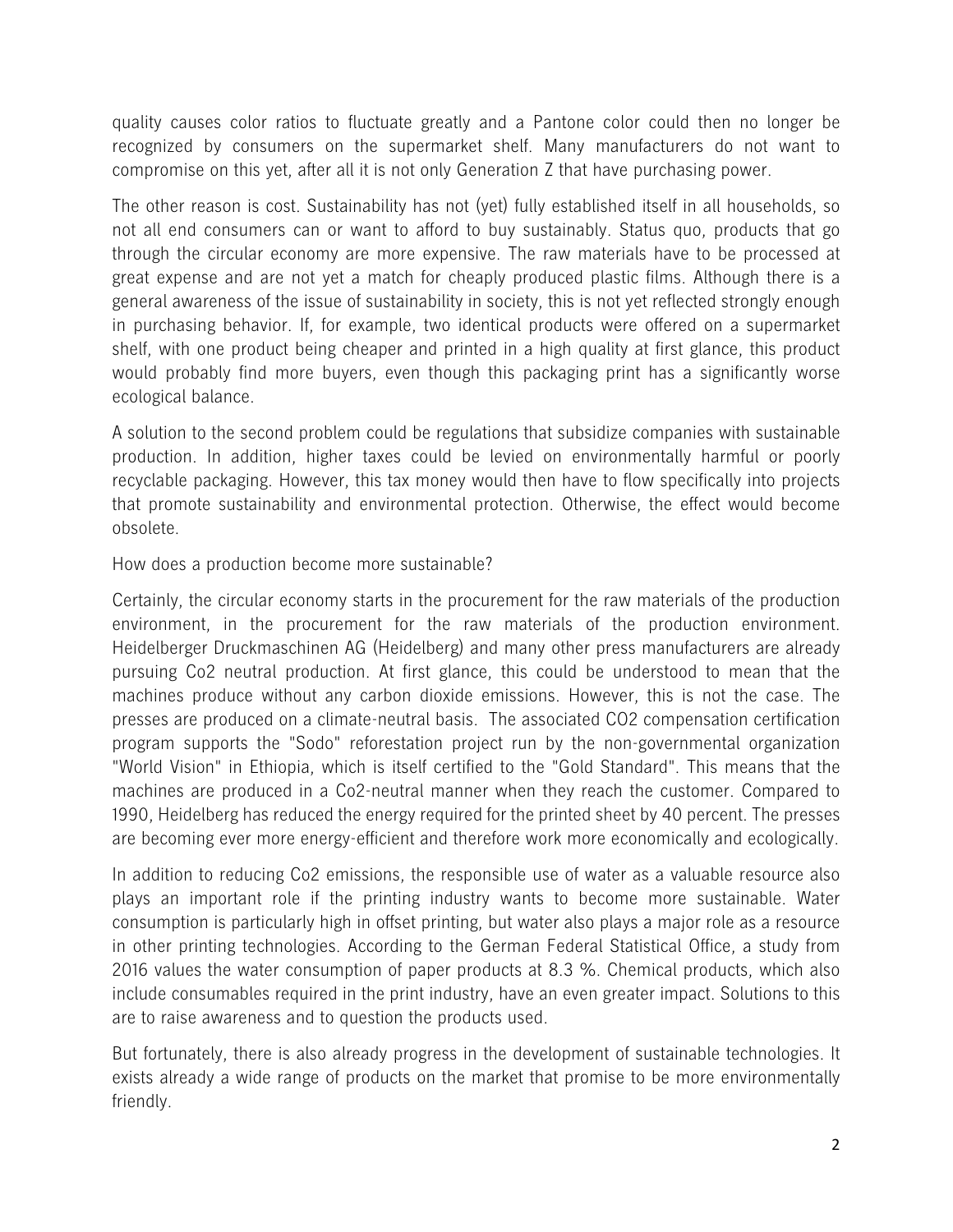quality causes color ratios to fluctuate greatly and a Pantone color could then no longer be recognized by consumers on the supermarket shelf. Many manufacturers do not want to compromise on this yet, after all it is not only Generation Z that have purchasing power.

The other reason is cost. Sustainability has not (yet) fully established itself in all households, so not all end consumers can or want to afford to buy sustainably. Status quo, products that go through the circular economy are more expensive. The raw materials have to be processed at great expense and are not yet a match for cheaply produced plastic films. Although there is a general awareness of the issue of sustainability in society, this is not yet reflected strongly enough in purchasing behavior. If, for example, two identical products were offered on a supermarket shelf, with one product being cheaper and printed in a high quality at first glance, this product would probably find more buyers, even though this packaging print has a significantly worse ecological balance.

A solution to the second problem could be regulations that subsidize companies with sustainable production. In addition, higher taxes could be levied on environmentally harmful or poorly recyclable packaging. However, this tax money would then have to flow specifically into projects that promote sustainability and environmental protection. Otherwise, the effect would become obsolete.

How does a production become more sustainable?

Certainly, the circular economy starts in the procurement for the raw materials of the production environment, in the procurement for the raw materials of the production environment. Heidelberger Druckmaschinen AG (Heidelberg) and many other press manufacturers are already pursuing Co2 neutral production. At first glance, this could be understood to mean that the machines produce without any carbon dioxide emissions. However, this is not the case. The presses are produced on a climate-neutral basis. The associated $CO_2$ compensation certification program supports the "Sodo" reforestation project run by the non-governmental organization "World Vision" in Ethiopia, which is itself certified to the "Gold Standard". This means that the machines are produced in a Co2-neutral manner when they reach the customer. Compared to 1990, Heidelberg has reduced the energy required for the printed sheet by 40 percent. The presses are becoming ever more energy-efficient and therefore work more economically and ecologically.

In addition to reducing Co2 emissions, the responsible use of water as a valuable resource also plays an important role if the printing industry wants to become more sustainable. Water consumption is particularly high in offset printing, but water also plays a major role as a resource in other printing technologies. According to the German Federal Statistical Office, a study from 2016 values the water consumption of paper products at 8.3 %. Chemical products, which also include consumables required in the print industry, have an even greater impact. Solutions to this are to raise awareness and to question the products used.

But fortunately, there is also already progress in the development of sustainable technologies. It exists already a wide range of products on the market that promise to be more environmentally friendly.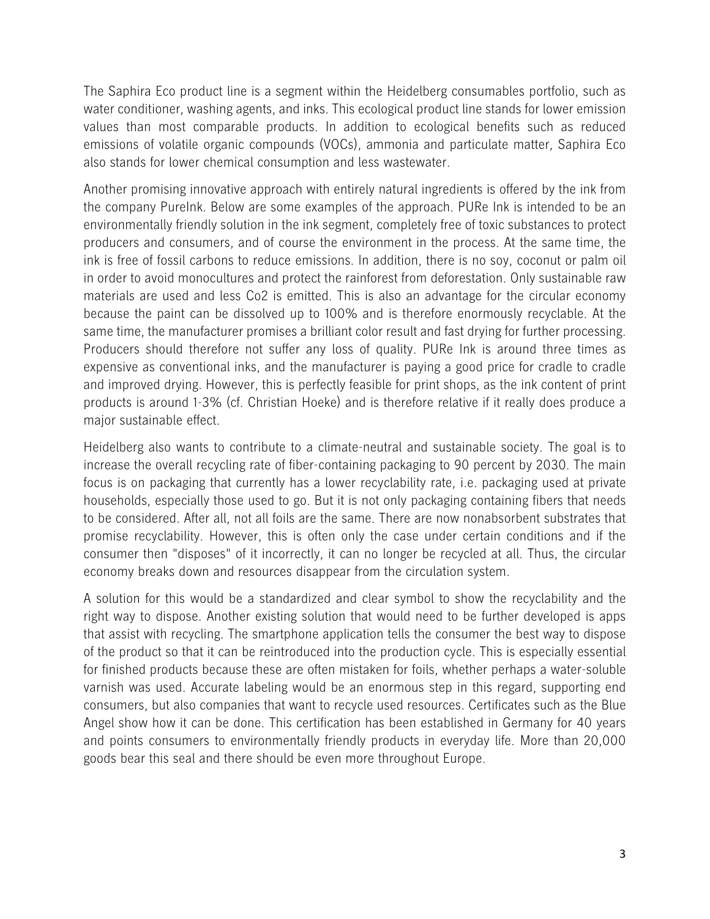The Saphira Eco product line is a segment within the Heidelberg consumables portfolio, such as water conditioner, washing agents, and inks. This ecological product line stands for lower emission values than most comparable products. In addition to ecological benefits such as reduced emissions of volatile organic compounds (VOCs), ammonia and particulate matter, Saphira Eco also stands for lower chemical consumption and less wastewater.

Another promising innovative approach with entirely natural ingredients is offered by the ink from the company PureInk. Below are some examples of the approach. PURe Ink is intended to be an environmentally friendly solution in the ink segment, completely free of toxic substances to protect producers and consumers, and of course the environment in the process. At the same time, the ink is free of fossil carbons to reduce emissions. In addition, there is no soy, coconut or palm oil in order to avoid monocultures and protect the rainforest from deforestation. Only sustainable raw materials are used and less Co2 is emitted. This is also an advantage for the circular economy because the paint can be dissolved up to 100% and is therefore enormously recyclable. At the same time, the manufacturer promises a brilliant color result and fast drying for further processing. Producers should therefore not suffer any loss of quality. PURe Ink is around three times as expensive as conventional inks, and the manufacturer is paying a good price for cradle to cradle and improved drying. However, this is perfectly feasible for print shops, as the ink content of print products is around 1-3% (cf. Christian Hoeke) and is therefore relative if it really does produce a major sustainable effect.

Heidelberg also wants to contribute to a climate-neutral and sustainable society. The goal is to increase the overall recycling rate of fiber-containing packaging to 90 percent by 2030. The main focus is on packaging that currently has a lower recyclability rate, i.e. packaging used at private households, especially those used to go. But it is not only packaging containing fibers that needs to be considered. After all, not all foils are the same. There are now nonabsorbent substrates that promise recyclability. However, this is often only the case under certain conditions and if the consumer then "disposes" of it incorrectly, it can no longer be recycled at all. Thus, the circular economy breaks down and resources disappear from the circulation system.

A solution for this would be a standardized and clear symbol to show the recyclability and the right way to dispose. Another existing solution that would need to be further developed is apps that assist with recycling. The smartphone application tells the consumer the best way to dispose of the product so that it can be reintroduced into the production cycle. This is especially essential for finished products because these are often mistaken for foils, whether perhaps a water-soluble varnish was used. Accurate labeling would be an enormous step in this regard, supporting end consumers, but also companies that want to recycle used resources. Certificates such as the Blue Angel show how it can be done. This certification has been established in Germany for 40 years and points consumers to environmentally friendly products in everyday life. More than 20,000 goods bear this seal and there should be even more throughout Europe.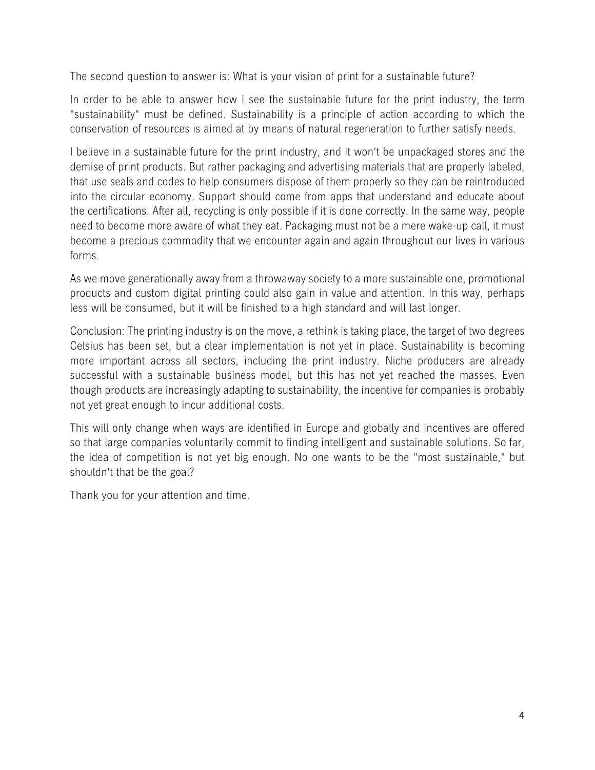The second question to answer is: What is your vision of print for a sustainable future?

In order to be able to answer how I see the sustainable future for the print industry, the term "sustainability" must be defined. Sustainability is a principle of action according to which the conservation of resources is aimed at by means of natural regeneration to further satisfy needs.

I believe in a sustainable future for the print industry, and it won't be unpackaged stores and the demise of print products. But rather packaging and advertising materials that are properly labeled, that use seals and codes to help consumers dispose of them properly so they can be reintroduced into the circular economy. Support should come from apps that understand and educate about the certifications. After all, recycling is only possible if it is done correctly. In the same way, people need to become more aware of what they eat. Packaging must not be a mere wake-up call, it must become a precious commodity that we encounter again and again throughout our lives in various forms.

As we move generationally away from a throwaway society to a more sustainable one, promotional products and custom digital printing could also gain in value and attention. In this way, perhaps less will be consumed, but it will be finished to a high standard and will last longer.

Conclusion: The printing industry is on the move, a rethink is taking place, the target of two degrees Celsius has been set, but a clear implementation is not yet in place. Sustainability is becoming more important across all sectors, including the print industry. Niche producers are already successful with a sustainable business model, but this has not yet reached the masses. Even though products are increasingly adapting to sustainability, the incentive for companies is probably not yet great enough to incur additional costs.

This will only change when ways are identified in Europe and globally and incentives are offered so that large companies voluntarily commit to finding intelligent and sustainable solutions. So far, the idea of competition is not yet big enough. No one wants to be the "most sustainable," but shouldn't that be the goal?

Thank you for your attention and time.